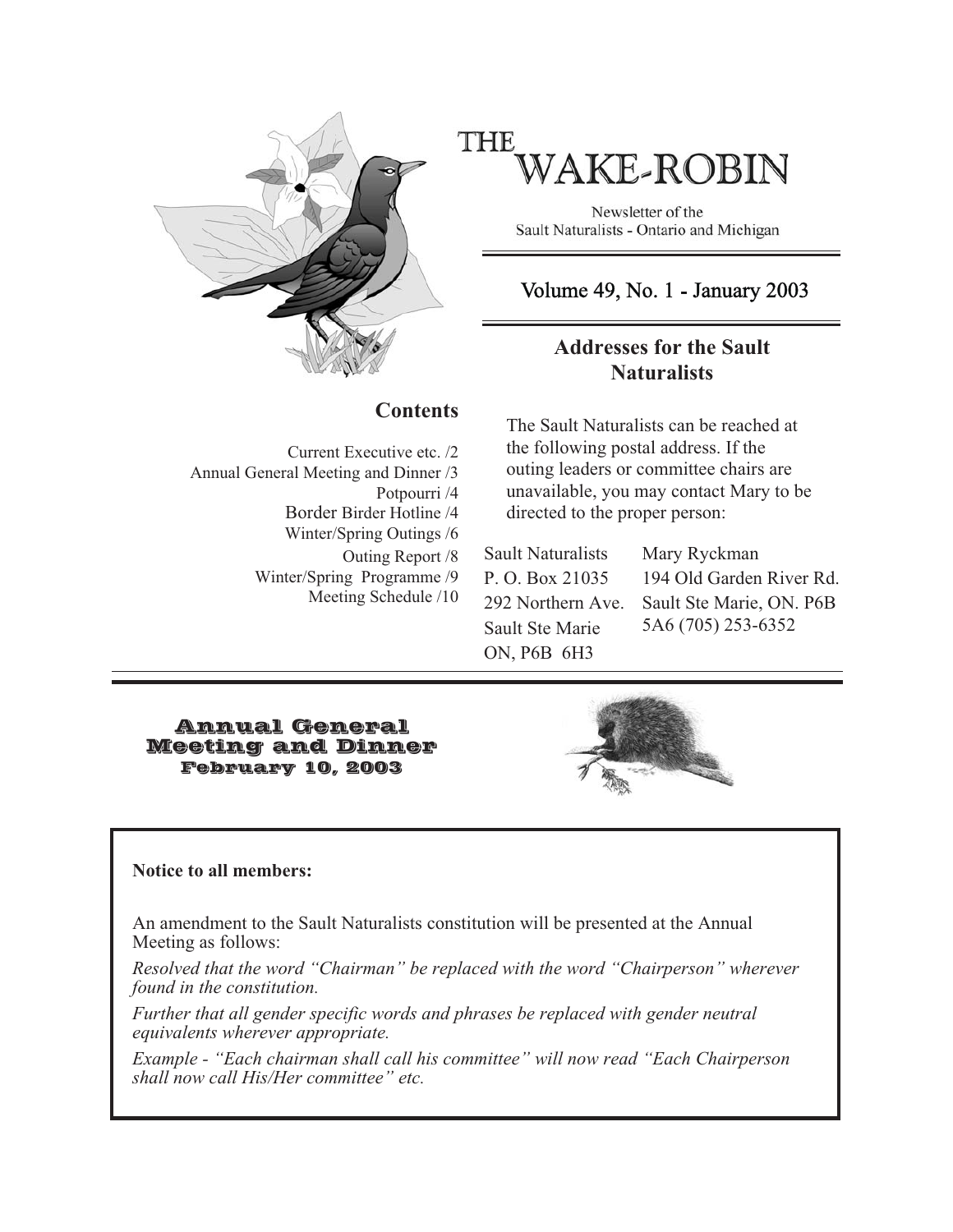# THE WAKE-ROBIN

Newsletter of the Sault Naturalists - Ontario and Michigan

Volume 49, No. 1 - January 2003

## Contents

Current Executive etc. /2
Annual General Meeting and Dinner /3
Potpourri /4
Border Birder Hotline /4
Winter/Spring Outings /6
Outing Report /8
Winter/Spring Programme /9
Meeting Schedule /10

## Addresses for the Sault Naturalists

The Sault Naturalists can be reached at the following postal address. If the outing leaders or committee chairs are unavailable, you may contact Mary to be directed to the proper person:

Sault Naturalists
P. O. Box 21035
292 Northern Ave.
Sault Ste Marie
ON, P6B 6H3

Mary Ryckman
194 Old Garden River Rd.
Sault Ste Marie, ON. P6B 5A6 (705) 253-6352

## Annual General Meeting and Dinner
### February 10, 2003

**Notice to all members:**

An amendment to the Sault Naturalists constitution will be presented at the Annual Meeting as follows:

*Resolved that the word "Chairman" be replaced with the word "Chairperson" wherever found in the constitution.*

*Further that all gender specific words and phrases be replaced with gender neutral equivalents wherever appropriate.*

*Example - "Each chairman shall call his committee" will now read "Each Chairperson shall now call His/Her committee" etc.*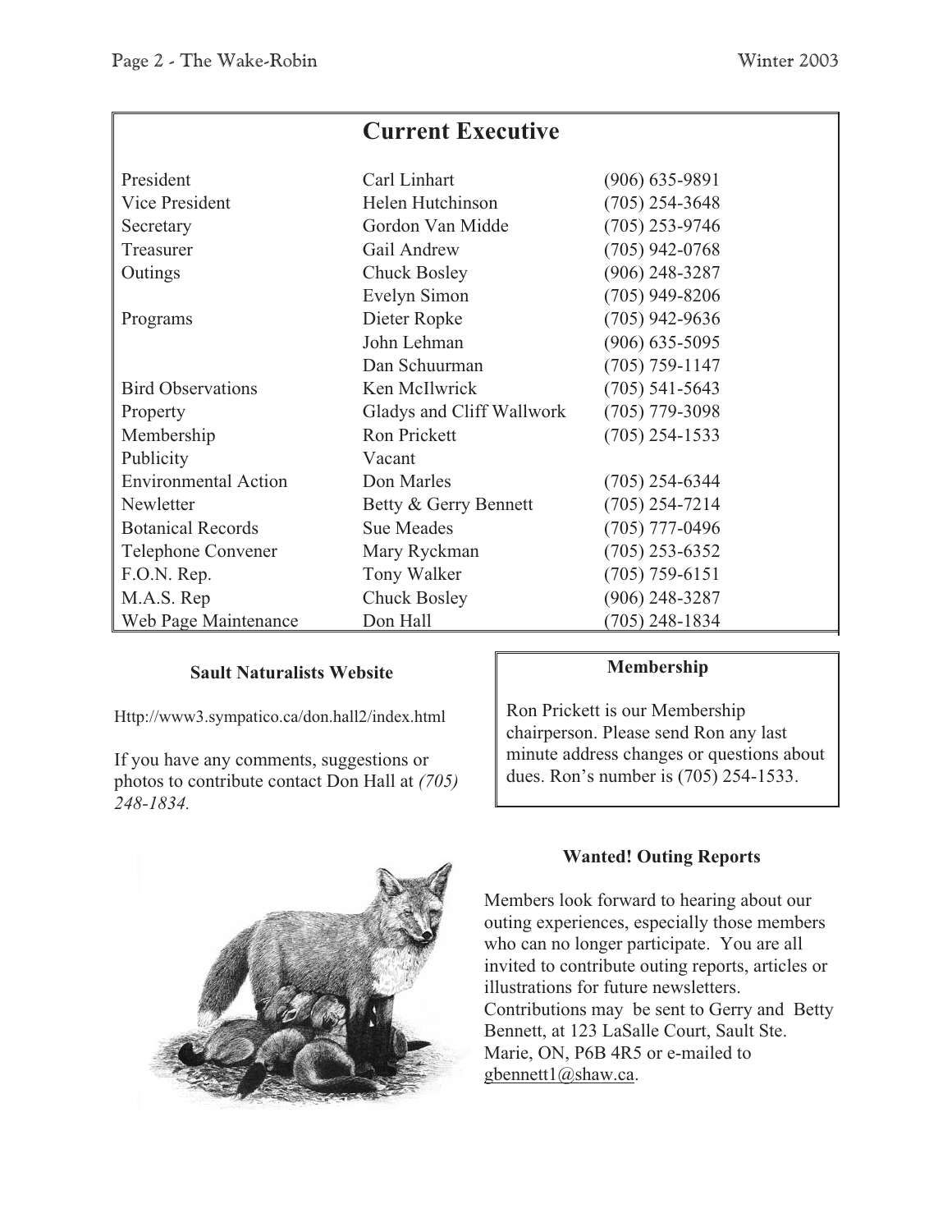## Current Executive

| | | |
|---|---|---|
| President | Carl Linhart | (906) 635-9891 |
| Vice President | Helen Hutchinson | (705) 254-3648 |
| Secretary | Gordon Van Midde | (705) 253-9746 |
| Treasurer | Gail Andrew | (705) 942-0768 |
| Outings | Chuck Bosley | (906) 248-3287 |
| | Evelyn Simon | (705) 949-8206 |
| Programs | Dieter Ropke | (705) 942-9636 |
| | John Lehman | (906) 635-5095 |
| | Dan Schuurman | (705) 759-1147 |
| Bird Observations | Ken McIlwrick | (705) 541-5643 |
| Property | Gladys and Cliff Wallwork | (705) 779-3098 |
| Membership | Ron Prickett | (705) 254-1533 |
| Publicity | Vacant | |
| Environmental Action | Don Marles | (705) 254-6344 |
| Newletter | Betty & Gerry Bennett | (705) 254-7214 |
| Botanical Records | Sue Meades | (705) 777-0496 |
| Telephone Convener | Mary Ryckman | (705) 253-6352 |
| F.O.N. Rep. | Tony Walker | (705) 759-6151 |
| M.A.S. Rep | Chuck Bosley | (906) 248-3287 |
| Web Page Maintenance | Don Hall | (705) 248-1834 |

### Sault Naturalists Website

Http://www3.sympatico.ca/don.hall2/index.html

If you have any comments, suggestions or photos to contribute contact Don Hall at *(705) 248-1834.*

### Membership

Ron Prickett is our Membership chairperson. Please send Ron any last minute address changes or questions about dues. Ron's number is (705) 254-1533.

### Wanted! Outing Reports

Members look forward to hearing about our outing experiences, especially those members who can no longer participate. You are all invited to contribute outing reports, articles or illustrations for future newsletters. Contributions may be sent to Gerry and Betty Bennett, at 123 LaSalle Court, Sault Ste. Marie, ON, P6B 4R5 or e-mailed to gbennett1@shaw.ca.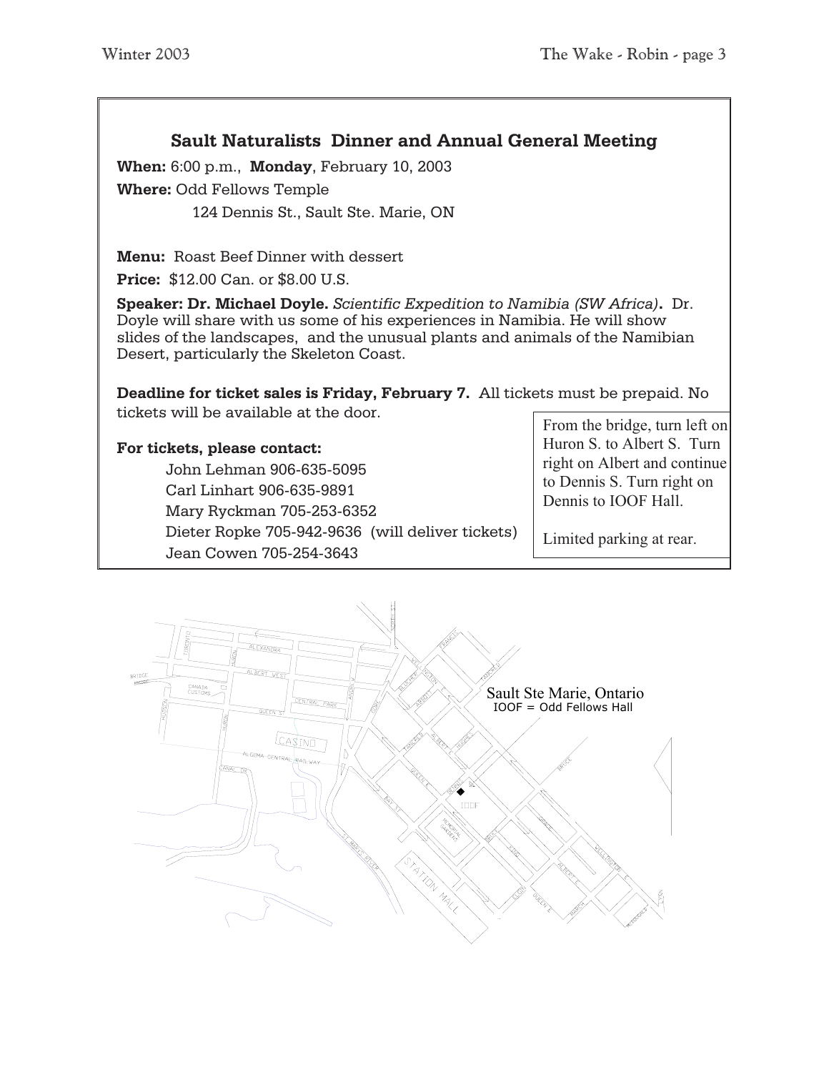## Sault Naturalists Dinner and Annual General Meeting

**When:** 6:00 p.m., **Monday**, February 10, 2003

**Where:** Odd Fellows Temple

124 Dennis St., Sault Ste. Marie, ON

**Menu:** Roast Beef Dinner with dessert

**Price:** $12.00 Can. or $8.00 U.S.

**Speaker: Dr. Michael Doyle.** *Scientific Expedition to Namibia (SW Africa)*. Dr. Doyle will share with us some of his experiences in Namibia. He will show slides of the landscapes, and the unusual plants and animals of the Namibian Desert, particularly the Skeleton Coast.

**Deadline for ticket sales is Friday, February 7.** All tickets must be prepaid. No tickets will be available at the door.

**For tickets, please contact:**

John Lehman 906-635-5095
Carl Linhart 906-635-9891
Mary Ryckman 705-253-6352
Dieter Ropke 705-942-9636 (will deliver tickets)
Jean Cowen 705-254-3643

From the bridge, turn left on Huron S. to Albert S. Turn right on Albert and continue to Dennis S. Turn right on Dennis to IOOF Hall.

Limited parking at rear.

Sault Ste Marie, Ontario
IOOF = Odd Fellows Hall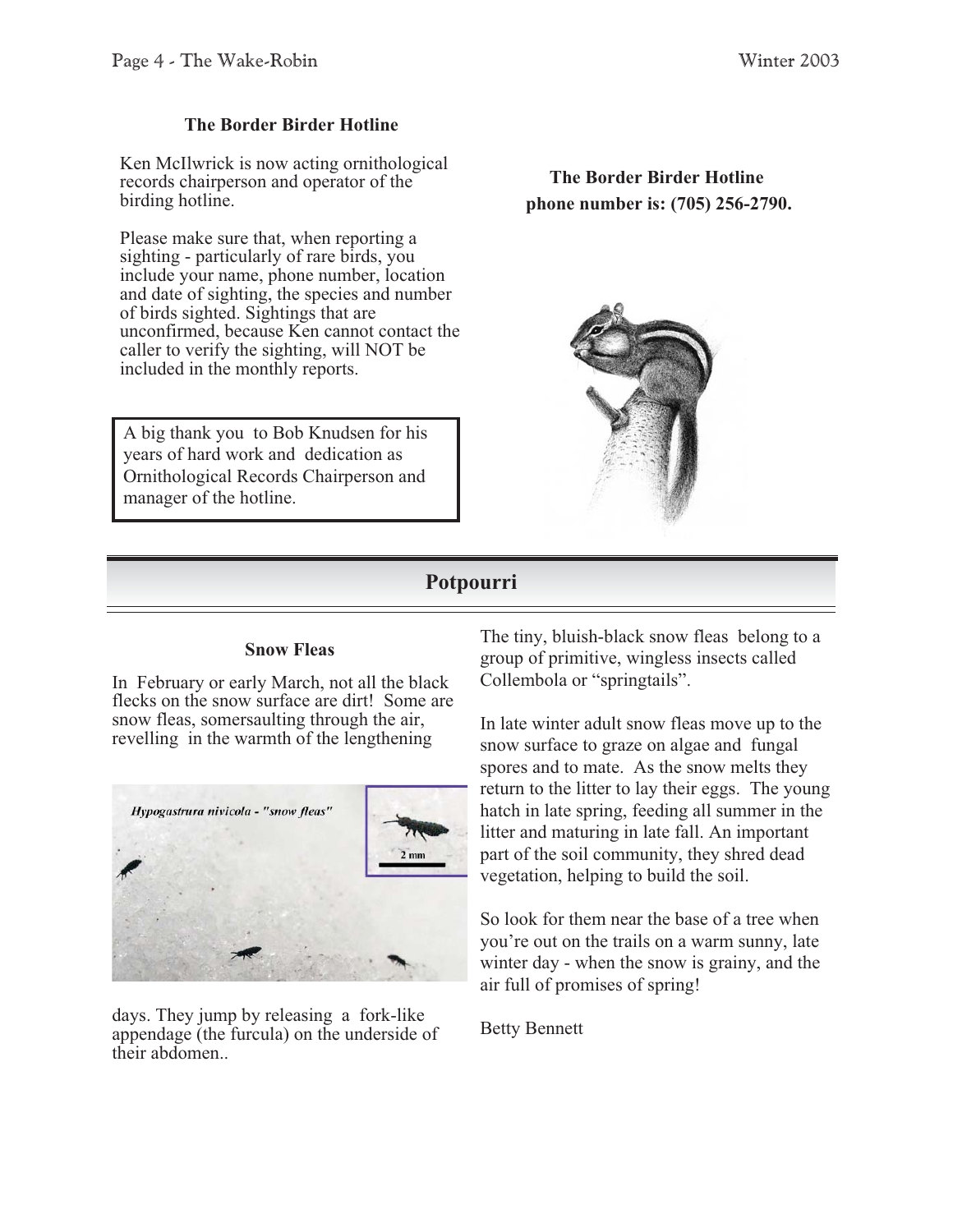### The Border Birder Hotline

Ken McIlwrick is now acting ornithological records chairperson and operator of the birding hotline.

Please make sure that, when reporting a sighting - particularly of rare birds, you include your name, phone number, location and date of sighting, the species and number of birds sighted. Sightings that are unconfirmed, because Ken cannot contact the caller to verify the sighting, will NOT be included in the monthly reports.

> A big thank you to Bob Knudsen for his years of hard work and dedication as Ornithological Records Chairperson and manager of the hotline.

**The Border Birder Hotline phone number is: (705) 256-2790.**

## Potpourri

### Snow Fleas

In February or early March, not all the black flecks on the snow surface are dirt! Some are snow fleas, somersaulting through the air, revelling in the warmth of the lengthening days. They jump by releasing a fork-like appendage (the furcula) on the underside of their abdomen..

*Hypogastrura nivicola* - "snow fleas"

The tiny, bluish-black snow fleas belong to a group of primitive, wingless insects called Collembola or "springtails".

In late winter adult snow fleas move up to the snow surface to graze on algae and fungal spores and to mate. As the snow melts they return to the litter to lay their eggs. The young hatch in late spring, feeding all summer in the litter and maturing in late fall. An important part of the soil community, they shred dead vegetation, helping to build the soil.

So look for them near the base of a tree when you're out on the trails on a warm sunny, late winter day - when the snow is grainy, and the air full of promises of spring!

Betty Bennett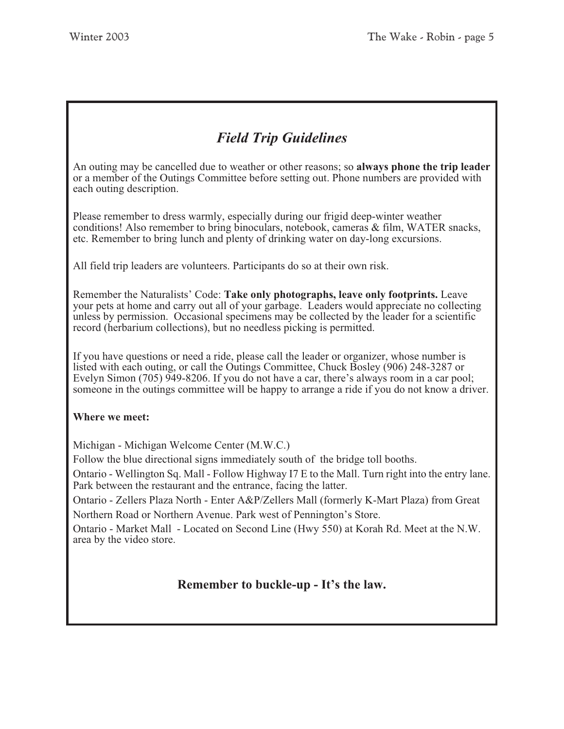## *Field Trip Guidelines*

An outing may be cancelled due to weather or other reasons; so **always phone the trip leader** or a member of the Outings Committee before setting out. Phone numbers are provided with each outing description.

Please remember to dress warmly, especially during our frigid deep-winter weather conditions! Also remember to bring binoculars, notebook, cameras & film, WATER snacks, etc. Remember to bring lunch and plenty of drinking water on day-long excursions.

All field trip leaders are volunteers. Participants do so at their own risk.

Remember the Naturalists' Code: **Take only photographs, leave only footprints.** Leave your pets at home and carry out all of your garbage. Leaders would appreciate no collecting unless by permission. Occasional specimens may be collected by the leader for a scientific record (herbarium collections), but no needless picking is permitted.

If you have questions or need a ride, please call the leader or organizer, whose number is listed with each outing, or call the Outings Committee, Chuck Bosley (906) 248-3287 or Evelyn Simon (705) 949-8206. If you do not have a car, there's always room in a car pool; someone in the outings committee will be happy to arrange a ride if you do not know a driver.

**Where we meet:**

Michigan - Michigan Welcome Center (M.W.C.)

Follow the blue directional signs immediately south of the bridge toll booths.

Ontario - Wellington Sq. Mall - Follow Highway I7 E to the Mall. Turn right into the entry lane. Park between the restaurant and the entrance, facing the latter.

Ontario - Zellers Plaza North - Enter A&P/Zellers Mall (formerly K-Mart Plaza) from Great Northern Road or Northern Avenue. Park west of Pennington's Store.

Ontario - Market Mall - Located on Second Line (Hwy 550) at Korah Rd. Meet at the N.W. area by the video store.

**Remember to buckle-up - It's the law.**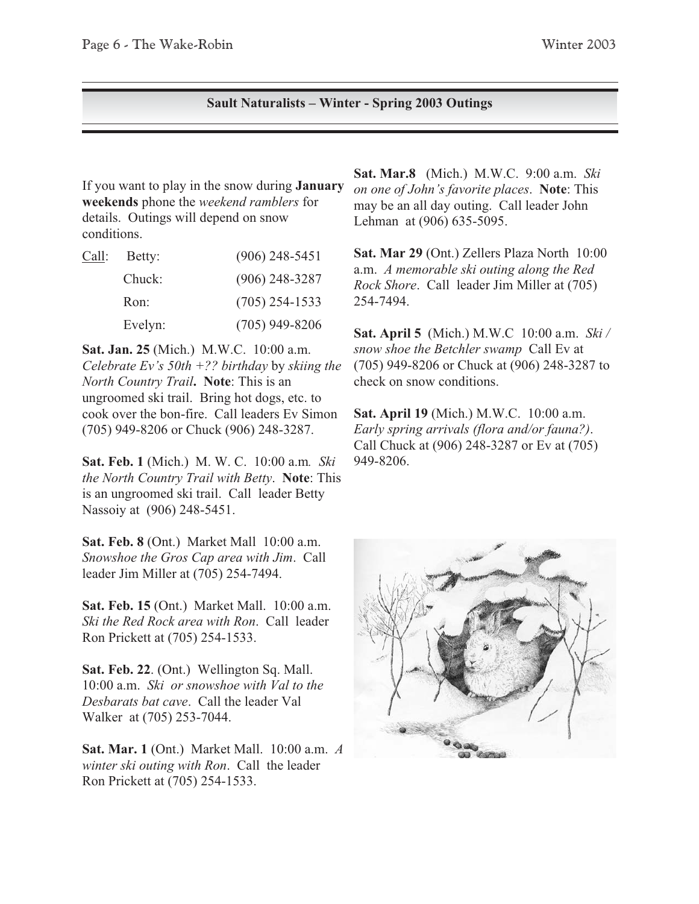## Sault Naturalists – Winter - Spring 2003 Outings

If you want to play in the snow during **January weekends** phone the *weekend ramblers* for details. Outings will depend on snow conditions.

| Call: | | |
|---|---|---|
| | Betty: | (906) 248-5451 |
| | Chuck: | (906) 248-3287 |
| | Ron: | (705) 254-1533 |
| | Evelyn: | (705) 949-8206 |

**Sat. Jan. 25** (Mich.) M.W.C. 10:00 a.m. *Celebrate Ev's 50th +?? birthday* by *skiing the North Country Trail*. **Note**: This is an ungroomed ski trail. Bring hot dogs, etc. to cook over the bon-fire. Call leaders Ev Simon (705) 949-8206 or Chuck (906) 248-3287.

**Sat. Feb. 1** (Mich.) M. W. C. 10:00 a.m. *Ski the North Country Trail with Betty*. **Note**: This is an ungroomed ski trail. Call leader Betty Nassoiy at (906) 248-5451.

**Sat. Feb. 8** (Ont.) Market Mall 10:00 a.m. *Snowshoe the Gros Cap area with Jim*. Call leader Jim Miller at (705) 254-7494.

**Sat. Feb. 15** (Ont.) Market Mall. 10:00 a.m. *Ski the Red Rock area with Ron*. Call leader Ron Prickett at (705) 254-1533.

**Sat. Feb. 22**. (Ont.) Wellington Sq. Mall. 10:00 a.m. *Ski or snowshoe with Val to the Desbarats bat cave*. Call the leader Val Walker at (705) 253-7044.

**Sat. Mar. 1** (Ont.) Market Mall. 10:00 a.m. *A winter ski outing with Ron*. Call the leader Ron Prickett at (705) 254-1533.

**Sat. Mar.8** (Mich.) M.W.C. 9:00 a.m. *Ski on one of John's favorite places*. **Note**: This may be an all day outing. Call leader John Lehman at (906) 635-5095.

**Sat. Mar 29** (Ont.) Zellers Plaza North 10:00 a.m. *A memorable ski outing along the Red Rock Shore*. Call leader Jim Miller at (705) 254-7494.

**Sat. April 5** (Mich.) M.W.C 10:00 a.m. *Ski / snow shoe the Betchler swamp* Call Ev at (705) 949-8206 or Chuck at (906) 248-3287 to check on snow conditions.

**Sat. April 19** (Mich.) M.W.C. 10:00 a.m. *Early spring arrivals (flora and/or fauna?)*. Call Chuck at (906) 248-3287 or Ev at (705) 949-8206.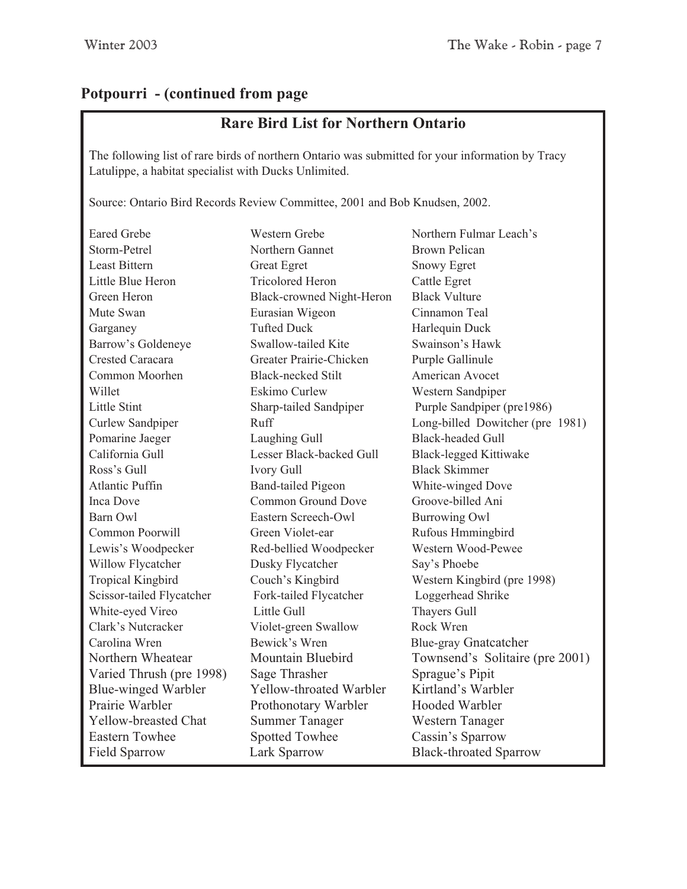## Potpourri - (continued from page

### Rare Bird List for Northern Ontario

The following list of rare birds of northern Ontario was submitted for your information by Tracy Latulippe, a habitat specialist with Ducks Unlimited.

Source: Ontario Bird Records Review Committee, 2001 and Bob Knudsen, 2002.

| | | |
|---|---|---|
| Eared Grebe | Western Grebe | Northern Fulmar Leach's |
| Storm-Petrel | Northern Gannet | Brown Pelican |
| Least Bittern | Great Egret | Snowy Egret |
| Little Blue Heron | Tricolored Heron | Cattle Egret |
| Green Heron | Black-crowned Night-Heron | Black Vulture |
| Mute Swan | Eurasian Wigeon | Cinnamon Teal |
| Garganey | Tufted Duck | Harlequin Duck |
| Barrow's Goldeneye | Swallow-tailed Kite | Swainson's Hawk |
| Crested Caracara | Greater Prairie-Chicken | Purple Gallinule |
| Common Moorhen | Black-necked Stilt | American Avocet |
| Willet | Eskimo Curlew | Western Sandpiper |
| Little Stint | Sharp-tailed Sandpiper | Purple Sandpiper (pre1986) |
| Curlew Sandpiper | Ruff | Long-billed Dowitcher (pre 1981) |
| Pomarine Jaeger | Laughing Gull | Black-headed Gull |
| California Gull | Lesser Black-backed Gull | Black-legged Kittiwake |
| Ross's Gull | Ivory Gull | Black Skimmer |
| Atlantic Puffin | Band-tailed Pigeon | White-winged Dove |
| Inca Dove | Common Ground Dove | Groove-billed Ani |
| Barn Owl | Eastern Screech-Owl | Burrowing Owl |
| Common Poorwill | Green Violet-ear | Rufous Hmmingbird |
| Lewis's Woodpecker | Red-bellied Woodpecker | Western Wood-Pewee |
| Willow Flycatcher | Dusky Flycatcher | Say's Phoebe |
| Tropical Kingbird | Couch's Kingbird | Western Kingbird (pre 1998) |
| Scissor-tailed Flycatcher | Fork-tailed Flycatcher | Loggerhead Shrike |
| White-eyed Vireo | Little Gull | Thayers Gull |
| Clark's Nutcracker | Violet-green Swallow | Rock Wren |
| Carolina Wren | Bewick's Wren | Blue-gray Gnatcatcher |
| Northern Wheatear | Mountain Bluebird | Townsend's Solitaire (pre 2001) |
| Varied Thrush (pre 1998) | Sage Thrasher | Sprague's Pipit |
| Blue-winged Warbler | Yellow-throated Warbler | Kirtland's Warbler |
| Prairie Warbler | Prothonotary Warbler | Hooded Warbler |
| Yellow-breasted Chat | Summer Tanager | Western Tanager |
| Eastern Towhee | Spotted Towhee | Cassin's Sparrow |
| Field Sparrow | Lark Sparrow | Black-throated Sparrow |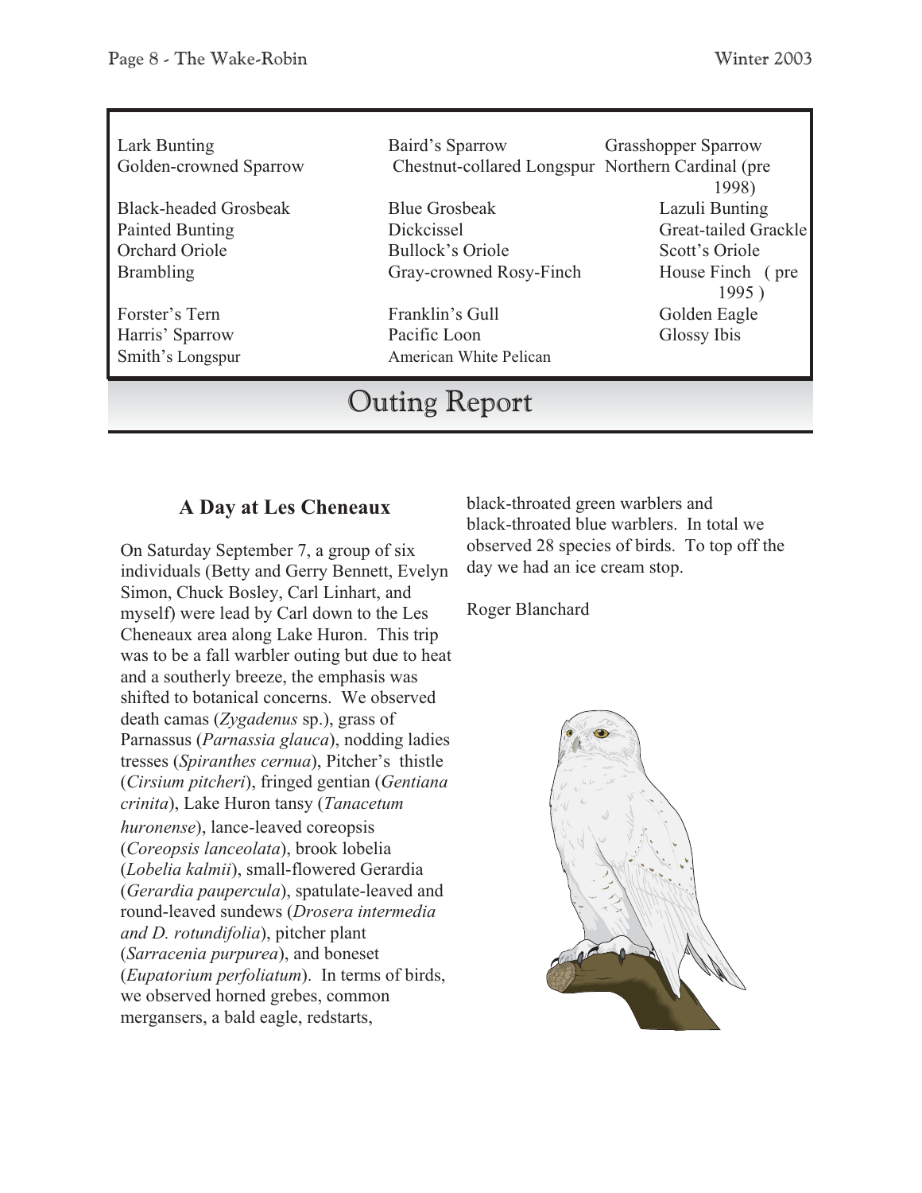| | | |
|---|---|---|
| Lark Bunting | Baird's Sparrow | Grasshopper Sparrow |
| Golden-crowned Sparrow | Chestnut-collared Longspur | Northern Cardinal (pre 1998) |
| Black-headed Grosbeak | Blue Grosbeak | Lazuli Bunting |
| Painted Bunting | Dickcissel | Great-tailed Grackle |
| Orchard Oriole | Bullock's Oriole | Scott's Oriole |
| Brambling | Gray-crowned Rosy-Finch | House Finch ( pre 1995 ) |
| Forster's Tern | Franklin's Gull | Golden Eagle |
| Harris' Sparrow | Pacific Loon | Glossy Ibis |
| Smith's Longspur | American White Pelican | |

# Outing Report

## A Day at Les Cheneaux

On Saturday September 7, a group of six individuals (Betty and Gerry Bennett, Evelyn Simon, Chuck Bosley, Carl Linhart, and myself) were lead by Carl down to the Les Cheneaux area along Lake Huron. This trip was to be a fall warbler outing but due to heat and a southerly breeze, the emphasis was shifted to botanical concerns. We observed death camas (*Zygadenus* sp.), grass of Parnassus (*Parnassia glauca*), nodding ladies tresses (*Spiranthes cernua*), Pitcher's thistle (*Cirsium pitcheri*), fringed gentian (*Gentiana crinita*), Lake Huron tansy (*Tanacetum huronense*), lance-leaved coreopsis (*Coreopsis lanceolata*), brook lobelia (*Lobelia kalmii*), small-flowered Gerardia (*Gerardia paupercula*), spatulate-leaved and round-leaved sundews (*Drosera intermedia and D. rotundifolia*), pitcher plant (*Sarracenia purpurea*), and boneset (*Eupatorium perfoliatum*). In terms of birds, we observed horned grebes, common mergansers, a bald eagle, redstarts, black-throated green warblers and black-throated blue warblers. In total we observed 28 species of birds. To top off the day we had an ice cream stop.

Roger Blanchard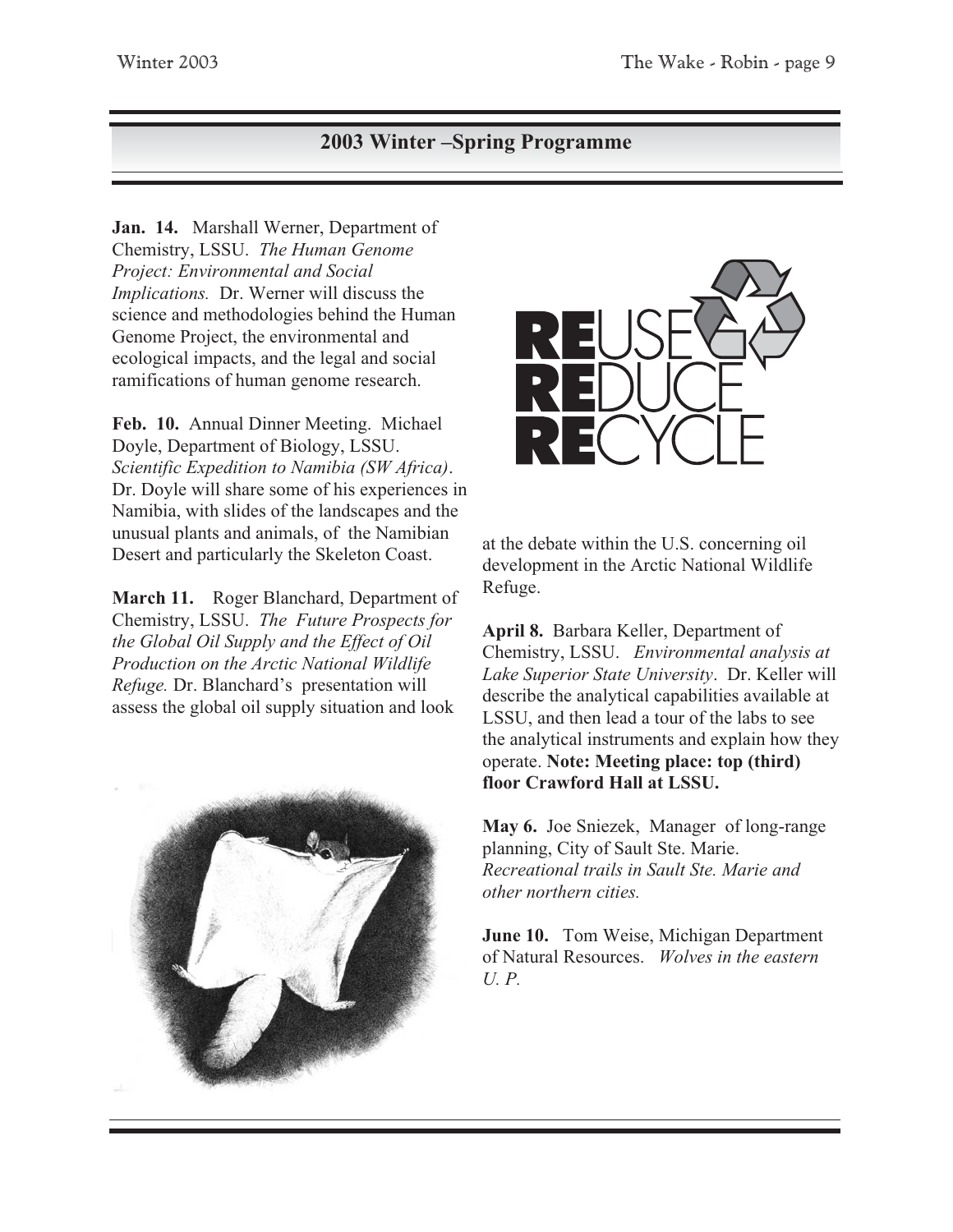## 2003 Winter –Spring Programme

**Jan. 14.** Marshall Werner, Department of Chemistry, LSSU. *The Human Genome Project: Environmental and Social Implications.* Dr. Werner will discuss the science and methodologies behind the Human Genome Project, the environmental and ecological impacts, and the legal and social ramifications of human genome research.

**Feb. 10.** Annual Dinner Meeting. Michael Doyle, Department of Biology, LSSU. *Scientific Expedition to Namibia (SW Africa)*. Dr. Doyle will share some of his experiences in Namibia, with slides of the landscapes and the unusual plants and animals, of the Namibian Desert and particularly the Skeleton Coast.

**March 11.** Roger Blanchard, Department of Chemistry, LSSU. *The Future Prospects for the Global Oil Supply and the Effect of Oil Production on the Arctic National Wildlife Refuge.* Dr. Blanchard's presentation will assess the global oil supply situation and look at the debate within the U.S. concerning oil development in the Arctic National Wildlife Refuge.

**April 8.** Barbara Keller, Department of Chemistry, LSSU. *Environmental analysis at Lake Superior State University*. Dr. Keller will describe the analytical capabilities available at LSSU, and then lead a tour of the labs to see the analytical instruments and explain how they operate. **Note: Meeting place: top (third) floor Crawford Hall at LSSU.**

**May 6.** Joe Sniezek, Manager of long-range planning, City of Sault Ste. Marie. *Recreational trails in Sault Ste. Marie and other northern cities.*

**June 10.** Tom Weise, Michigan Department of Natural Resources. *Wolves in the eastern U. P.*

**RE**USE
**RE**DUCE
**RE**CYCLE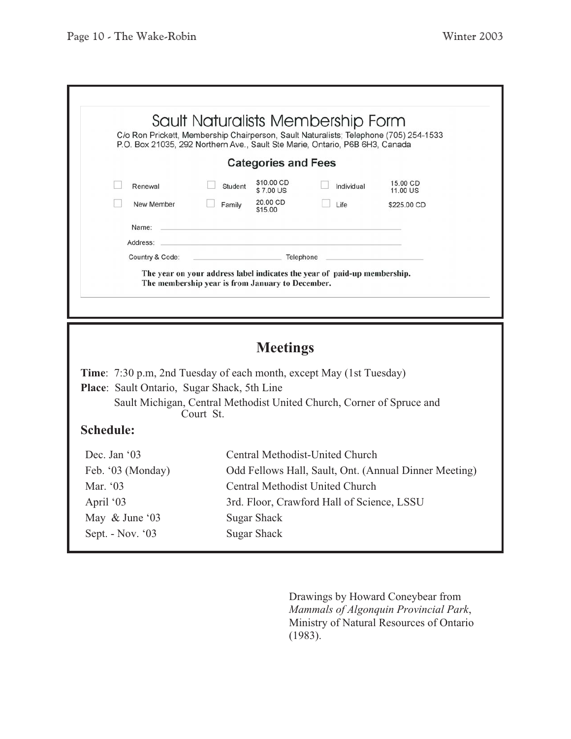# Sault Naturalists Membership Form

C/o Ron Prickett, Membership Chairperson, Sault Naturalists; Telephone (705) 254-1533
P.O. Box 21035, 292 Northern Ave., Sault Ste Marie, Ontario, P6B 6H3, Canada

### Categories and Fees

| | | | | | |
|---|---|---|---|---|---|
| ☐ Renewal | ☐ Student | $10.00 CD $ 7.00 US | ☐ Individual | 15.00 CD 11.00 US |
| ☐ New Member | ☐ Family | 20.00 CD $15.00 | ☐ Life | $225.00 CD |

Name: ____________________

Address: ____________________

Country & Code: ____________ Telephone ____________

**The year on your address label indicates the year of paid-up membership. The membership year is from January to December.**

## Meetings

**Time**: 7:30 p.m, 2nd Tuesday of each month, except May (1st Tuesday)

**Place**: Sault Ontario, Sugar Shack, 5th Line
Sault Michigan, Central Methodist United Church, Corner of Spruce and Court St.

### Schedule:

| | |
|---|---|
| Dec. Jan '03 | Central Methodist-United Church |
| Feb. '03 (Monday) | Odd Fellows Hall, Sault, Ont. (Annual Dinner Meeting) |
| Mar. '03 | Central Methodist United Church |
| April '03 | 3rd. Floor, Crawford Hall of Science, LSSU |
| May & June '03 | Sugar Shack |
| Sept. - Nov. '03 | Sugar Shack |

Drawings by Howard Coneybear from *Mammals of Algonquin Provincial Park*, Ministry of Natural Resources of Ontario (1983).